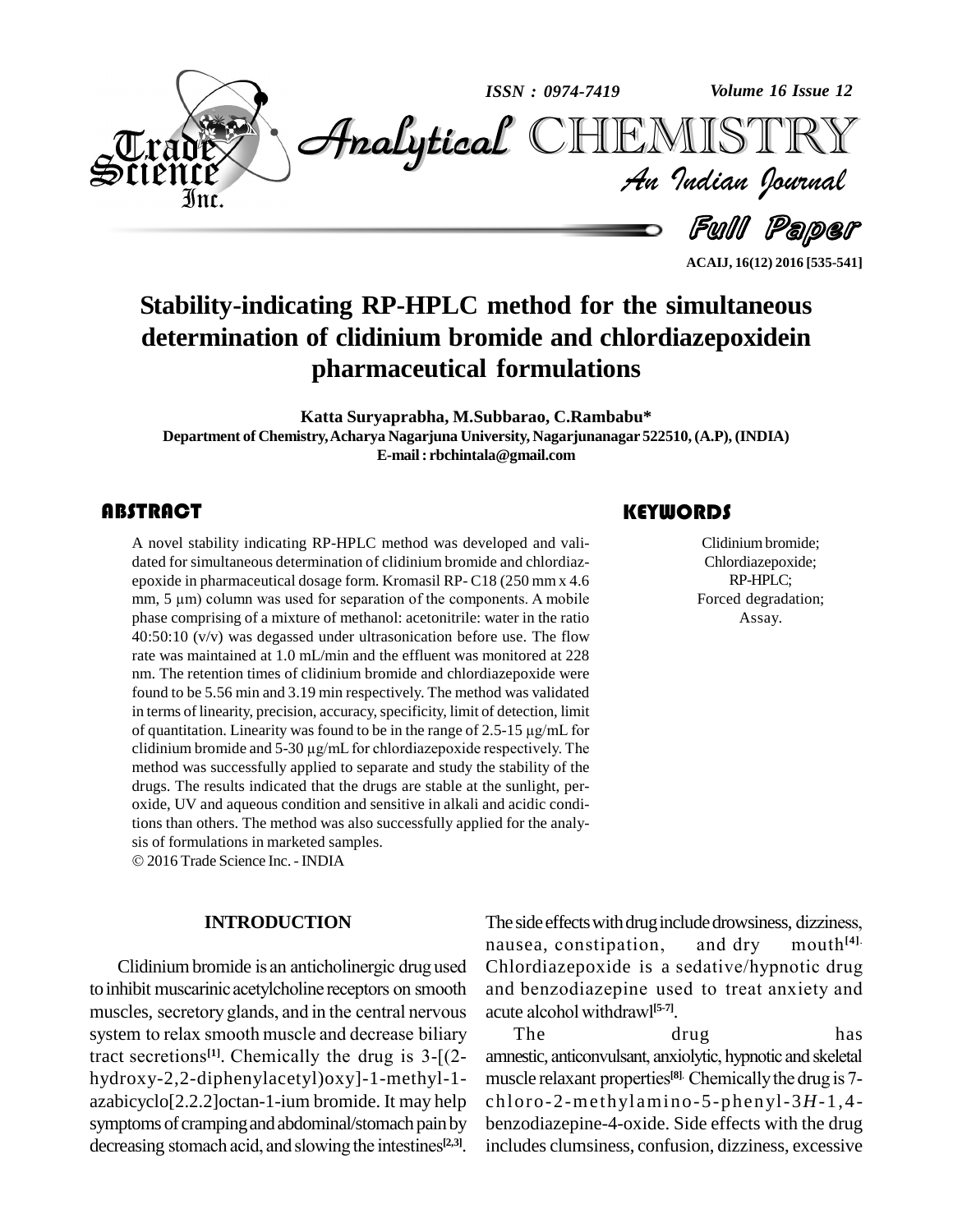# Stability-indicating RP-HPLC method for the simultaneous determination of clidinium bromide and chlordiazepoxidein pharmaceutical formulations

**Katta Suryaprabha, M.Subbarao, C.Rambabu***

**Department of Chemistry, Acharya Nagarjuna University, Nagarjunanagar 522510, (A.P), (INDIA)**

**E-mail : rbchintala@gmail.com**

## ABSTRACT

A novel stability indicating RP-HPLC method was developed and validated for simultaneous determination of clidinium bromide and chlordiazepoxide in pharmaceutical dosage form. Kromasil RP- C18 (250 mm x 4.6 mm, 5 µm) column was used for separation of the components. A mobile phase comprising of a mixture of methanol: acetonitrile: water in the ratio 40:50:10 (v/v) was degassed under ultrasonication before use. The flow rate was maintained at 1.0 mL/min and the effluent was monitored at 228 nm. The retention times of clidinium bromide and chlordiazepoxide were found to be 5.56 min and 3.19 min respectively. The method was validated in terms of linearity, precision, accuracy, specificity, limit of detection, limit of quantitation. Linearity was found to be in the range of 2.5-15 µg/mL for clidinium bromide and 5-30 µg/mL for chlordiazepoxide respectively. The method was successfully applied to separate and study the stability of the drugs. The results indicated that the drugs are stable at the sunlight, peroxide, UV and aqueous condition and sensitive in alkali and acidic conditions than others. The method was also successfully applied for the analysis of formulations in marketed samples.

© 2016 Trade Science Inc. - INDIA

## KEYWORDS

Clidinium bromide;
Chlordiazepoxide;
RP-HPLC;
Forced degradation;
Assay.

## INTRODUCTION

Clidinium bromide is an anticholinergic drug used to inhibit muscarinic acetylcholine receptors on smooth muscles, secretory glands, and in the central nervous system to relax smooth muscle and decrease biliary tract secretions[1]. Chemically the drug is 3-[(2-hydroxy-2,2-diphenylacetyl)oxy]-1-methyl-1-azabicyclo[2.2.2]octan-1-ium bromide. It may help symptoms of cramping and abdominal/stomach pain by decreasing stomach acid, and slowing the intestines[2,3]. The side effects with drug include drowsiness, dizziness, nausea, constipation, and dry mouth[4]. Chlordiazepoxide is a sedative/hypnotic drug and benzodiazepine used to treat anxiety and acute alcohol withdrawl[5-7].

The drug has amnestic, anticonvulsant, anxiolytic, hypnotic and skeletal muscle relaxant properties[8]. Chemically the drug is 7-chloro-2-methylamino-5-phenyl-3*H*-1,4-benzodiazepine-4-oxide. Side effects with the drug includes clumsiness, confusion, dizziness, excessive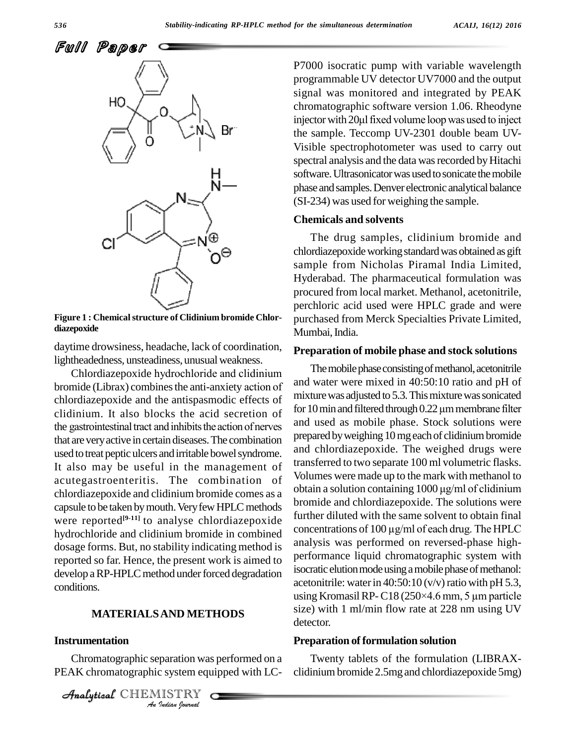Figure 1 : Chemical structure of Clidinium bromide Chlordiazepoxide

daytime drowsiness, headache, lack of coordination, lightheadedness, unsteadiness, unusual weakness.

Chlordiazepoxide hydrochloride and clidinium bromide (Librax) combines the anti-anxiety action of chlordiazepoxide and the antispasmodic effects of clidinium. It also blocks the acid secretion of the gastrointestinal tract and inhibits the action of nerves that are very active in certain diseases. The combination used to treat peptic ulcers and irritable bowel syndrome. It also may be useful in the management of acutegastroenteritis. The combination of chlordiazepoxide and clidinium bromide comes as a capsule to be taken by mouth. Very few HPLC methods were reported[9-11] to analyse chlordiazepoxide hydrochloride and clidinium bromide in combined dosage forms. But, no stability indicating method is reported so far. Hence, the present work is aimed to develop a RP-HPLC method under forced degradation conditions.

## MATERIALS AND METHODS

### Instrumentation

Chromatographic separation was performed on a PEAK chromatographic system equipped with LC-P7000 isocratic pump with variable wavelength programmable UV detector UV7000 and the output signal was monitored and integrated by PEAK chromatographic software version 1.06. Rheodyne injector with 20µl fixed volume loop was used to inject the sample. Teccomp UV-2301 double beam UV-Visible spectrophotometer was used to carry out spectral analysis and the data was recorded by Hitachi software. Ultrasonicator was used to sonicate the mobile phase and samples. Denver electronic analytical balance (SI-234) was used for weighing the sample.

### Chemicals and solvents

The drug samples, clidinium bromide and chlordiazepoxide working standard was obtained as gift sample from Nicholas Piramal India Limited, Hyderabad. The pharmaceutical formulation was procured from local market. Methanol, acetonitrile, perchloric acid used were HPLC grade and were purchased from Merck Specialties Private Limited, Mumbai, India.

### Preparation of mobile phase and stock solutions

The mobile phase consisting of methanol, acetonitrile and water were mixed in 40:50:10 ratio and pH of mixture was adjusted to 5.3. This mixture was sonicated for 10 min and filtered through 0.22 µm membrane filter and used as mobile phase. Stock solutions were prepared by weighing 10 mg each of clidinium bromide and chlordiazepoxide. The weighed drugs were transferred to two separate 100 ml volumetric flasks. Volumes were made up to the mark with methanol to obtain a solution containing 1000 µg/ml of clidinium bromide and chlordiazepoxide. The solutions were further diluted with the same solvent to obtain final concentrations of 100 µg/ml of each drug. The HPLC analysis was performed on reversed-phase high-performance liquid chromatographic system with isocratic elution mode using a mobile phase of methanol: acetonitrile: water in 40:50:10 (v/v) ratio with pH 5.3, using Kromasil RP- C18 (250×4.6 mm, 5 µm particle size) with 1 ml/min flow rate at 228 nm using UV detector.

### Preparation of formulation solution

Twenty tablets of the formulation (LIBRAX-clidinium bromide 2.5mg and chlordiazepoxide 5mg)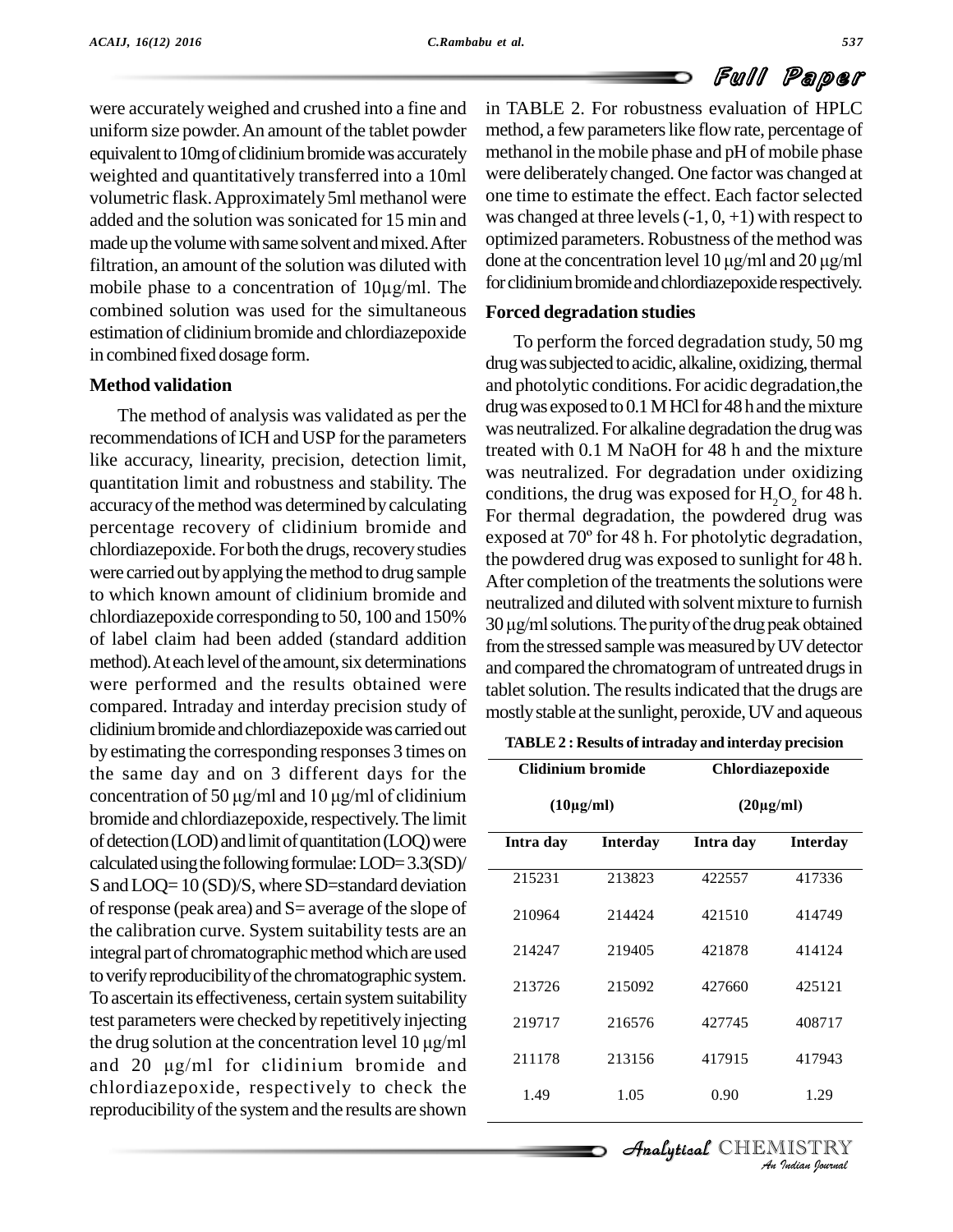were accurately weighed and crushed into a fine and uniform size powder. An amount of the tablet powder equivalent to 10mg of clidinium bromide was accurately weighted and quantitatively transferred into a 10ml volumetric flask. Approximately 5ml methanol were added and the solution was sonicated for 15 min and made up the volume with same solvent and mixed. After filtration, an amount of the solution was diluted with mobile phase to a concentration of 10µg/ml. The combined solution was used for the simultaneous estimation of clidinium bromide and chlordiazepoxide in combined fixed dosage form.

### Method validation

The method of analysis was validated as per the recommendations of ICH and USP for the parameters like accuracy, linearity, precision, detection limit, quantitation limit and robustness and stability. The accuracy of the method was determined by calculating percentage recovery of clidinium bromide and chlordiazepoxide. For both the drugs, recovery studies were carried out by applying the method to drug sample to which known amount of clidinium bromide and chlordiazepoxide corresponding to 50, 100 and 150% of label claim had been added (standard addition method). At each level of the amount, six determinations were performed and the results obtained were compared. Intraday and interday precision study of clidinium bromide and chlordiazepoxide was carried out by estimating the corresponding responses 3 times on the same day and on 3 different days for the concentration of 50 µg/ml and 10 µg/ml of clidinium bromide and chlordiazepoxide, respectively. The limit of detection (LOD) and limit of quantitation (LOQ) were calculated using the following formulae: LOD= 3.3(SD)/S and LOQ= 10 (SD)/S, where SD=standard deviation of response (peak area) and S= average of the slope of the calibration curve. System suitability tests are an integral part of chromatographic method which are used to verify reproducibility of the chromatographic system. To ascertain its effectiveness, certain system suitability test parameters were checked by repetitively injecting the drug solution at the concentration level 10 µg/ml and 20 µg/ml for clidinium bromide and chlordiazepoxide, respectively to check the reproducibility of the system and the results are shown in TABLE 2. For robustness evaluation of HPLC method, a few parameters like flow rate, percentage of methanol in the mobile phase and pH of mobile phase were deliberately changed. One factor was changed at one time to estimate the effect. Each factor selected was changed at three levels (-1, 0, +1) with respect to optimized parameters. Robustness of the method was done at the concentration level 10 µg/ml and 20 µg/ml for clidinium bromide and chlordiazepoxide respectively.

### Forced degradation studies

To perform the forced degradation study, 50 mg drug was subjected to acidic, alkaline, oxidizing, thermal and photolytic conditions. For acidic degradation, the drug was exposed to 0.1 M HCl for 48 h and the mixture was neutralized. For alkaline degradation the drug was treated with 0.1 M NaOH for 48 h and the mixture was neutralized. For degradation under oxidizing conditions, the drug was exposed for $H_2O_2$ for 48 h. For thermal degradation, the powdered drug was exposed at 70º for 48 h. For photolytic degradation, the powdered drug was exposed to sunlight for 48 h. After completion of the treatments the solutions were neutralized and diluted with solvent mixture to furnish 30 µg/ml solutions. The purity of the drug peak obtained from the stressed sample was measured by UV detector and compared the chromatogram of untreated drugs in tablet solution. The results indicated that the drugs are mostly stable at the sunlight, peroxide, UV and aqueous

**TABLE 2 : Results of intraday and interday precision**

| Clidinium bromide (10µg/ml) | | Chlordiazepoxide (20µg/ml) | |
|---|---|---|---|
| **Intra day** | **Interday** | **Intra day** | **Interday** |
| 215231 | 213823 | 422557 | 417336 |
| 210964 | 214424 | 421510 | 414749 |
| 214247 | 219405 | 421878 | 414124 |
| 213726 | 215092 | 427660 | 425121 |
| 219717 | 216576 | 427745 | 408717 |
| 211178 | 213156 | 417915 | 417943 |
| 1.49 | 1.05 | 0.90 | 1.29 |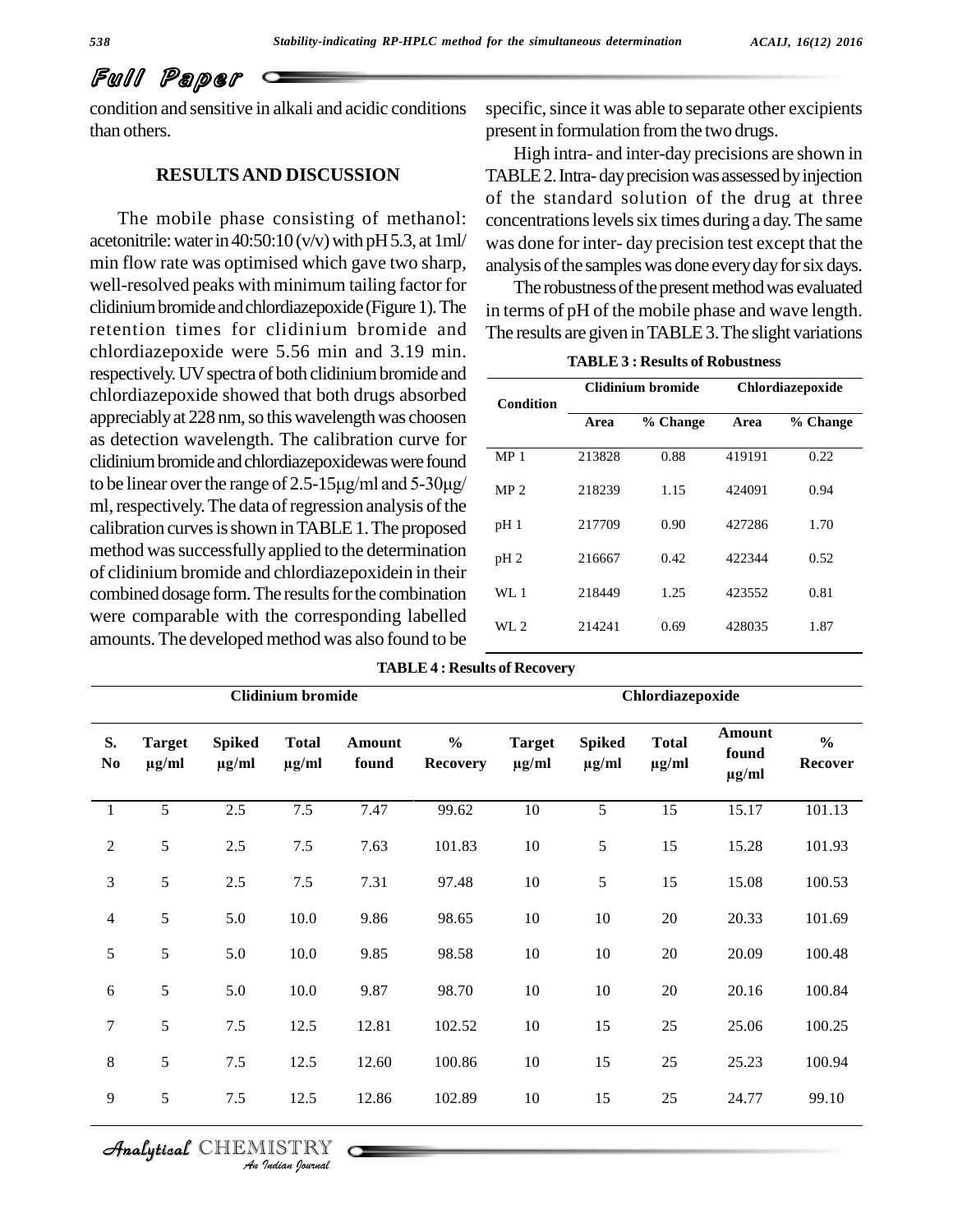condition and sensitive in alkali and acidic conditions than others.

## RESULTS AND DISCUSSION

The mobile phase consisting of methanol: acetonitrile: water in 40:50:10 (v/v) with pH 5.3, at 1ml/min flow rate was optimised which gave two sharp, well-resolved peaks with minimum tailing factor for clidinium bromide and chlordiazepoxide (Figure 1). The retention times for clidinium bromide and chlordiazepoxide were 5.56 min and 3.19 min. respectively. UV spectra of both clidinium bromide and chlordiazepoxide showed that both drugs absorbed appreciably at 228 nm, so this wavelength was choosen as detection wavelength. The calibration curve for clidinium bromide and chlordiazepoxidewas were found to be linear over the range of 2.5-15µg/ml and 5-30µg/ml, respectively. The data of regression analysis of the calibration curves is shown in TABLE 1. The proposed method was successfully applied to the determination of clidinium bromide and chlordiazepoxidein in their combined dosage form. The results for the combination were comparable with the corresponding labelled amounts. The developed method was also found to be specific, since it was able to separate other excipients present in formulation from the two drugs.

High intra- and inter-day precisions are shown in TABLE 2. Intra- day precision was assessed by injection of the standard solution of the drug at three concentrations levels six times during a day. The same was done for inter- day precision test except that the analysis of the samples was done every day for six days.

The robustness of the present method was evaluated in terms of pH of the mobile phase and wave length. The results are given in TABLE 3. The slight variations

**TABLE 3 : Results of Robustness**

| Condition | Clidinium bromide | | Chlordiazepoxide | |
|---|---|---|---|---|
| | Area | % Change | Area | % Change |
| MP 1 | 213828 | 0.88 | 419191 | 0.22 |
| MP 2 | 218239 | 1.15 | 424091 | 0.94 |
| pH 1 | 217709 | 0.90 | 427286 | 1.70 |
| pH 2 | 216667 | 0.42 | 422344 | 0.52 |
| WL 1 | 218449 | 1.25 | 423552 | 0.81 |
| WL 2 | 214241 | 0.69 | 428035 | 1.87 |

**TABLE 4 : Results of Recovery**

| | Clidinium bromide | | | | | Chlordiazepoxide | | | | |
|---|---|---|---|---|---|---|---|---|---|---|
| S. No | Target µg/ml | Spiked µg/ml | Total µg/ml | Amount found | % Recovery | Target µg/ml | Spiked µg/ml | Total µg/ml | Amount found µg/ml | % Recover |
| 1 | 5 | 2.5 | 7.5 | 7.47 | 99.62 | 10 | 5 | 15 | 15.17 | 101.13 |
| 2 | 5 | 2.5 | 7.5 | 7.63 | 101.83 | 10 | 5 | 15 | 15.28 | 101.93 |
| 3 | 5 | 2.5 | 7.5 | 7.31 | 97.48 | 10 | 5 | 15 | 15.08 | 100.53 |
| 4 | 5 | 5.0 | 10.0 | 9.86 | 98.65 | 10 | 10 | 20 | 20.33 | 101.69 |
| 5 | 5 | 5.0 | 10.0 | 9.85 | 98.58 | 10 | 10 | 20 | 20.09 | 100.48 |
| 6 | 5 | 5.0 | 10.0 | 9.87 | 98.70 | 10 | 10 | 20 | 20.16 | 100.84 |
| 7 | 5 | 7.5 | 12.5 | 12.81 | 102.52 | 10 | 15 | 25 | 25.06 | 100.25 |
| 8 | 5 | 7.5 | 12.5 | 12.60 | 100.86 | 10 | 15 | 25 | 25.23 | 100.94 |
| 9 | 5 | 7.5 | 12.5 | 12.86 | 102.89 | 10 | 15 | 25 | 24.77 | 99.10 |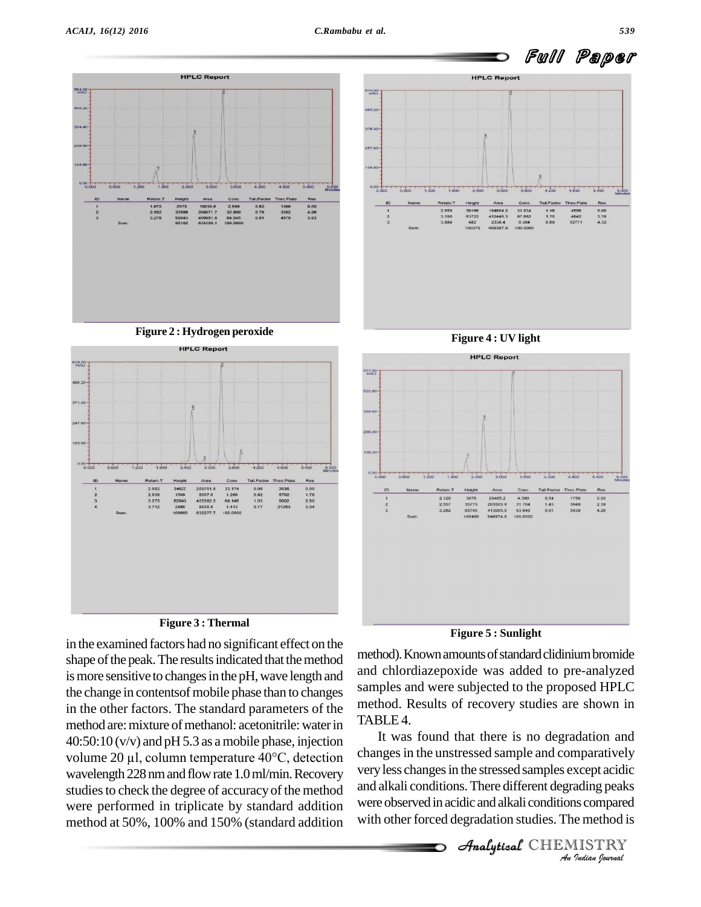Figure 2 : Hydrogen peroxide

Figure 4 : UV light

Figure 3 : Thermal

Figure 5 : Sunlight

in the examined factors had no significant effect on the shape of the peak. The results indicated that the method is more sensitive to changes in the pH, wave length and the change in contentsof mobile phase than to changes in the other factors. The standard parameters of the method are: mixture of methanol: acetonitrile: water in 40:50:10 (v/v) and pH 5.3 as a mobile phase, injection volume 20 µl, column temperature 40°C, detection wavelength 228 nm and flow rate 1.0 ml/min. Recovery studies to check the degree of accuracy of the method were performed in triplicate by standard addition method at 50%, 100% and 150% (standard addition method). Known amounts of standard clidinium bromide and chlordiazepoxide was added to pre-analyzed samples and were subjected to the proposed HPLC method. Results of recovery studies are shown in TABLE 4.

It was found that there is no degradation and changes in the unstressed sample and comparatively very less changes in the stressed samples except acidic and alkali conditions. There different degrading peaks were observed in acidic and alkali conditions compared with other forced degradation studies. The method is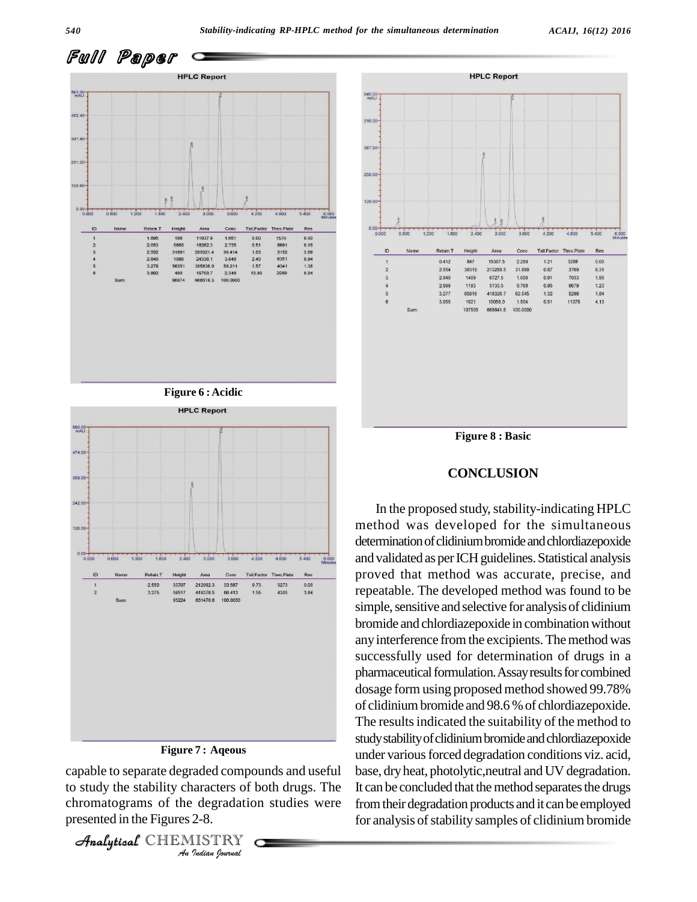## Full Paper

**HPLC Report**

| ID | Name | Retain.T | Height | Area | Conc | Tail.Factor | Theo.Plate | Res |
|---|---|---|---|---|---|---|---|---|
| 1 | | 1.895 | 186 | 11037.9 | 1.651 | 0.00 | 1570 | 0.00 |
| 2 | | 2.053 | 5880 | 18282.3 | 2.735 | 0.51 | 8691 | 0.16 |
| 3 | | 2.552 | 31891 | 203321.4 | 30.414 | 1.03 | 3152 | 3.68 |
| 4 | | 2.840 | 1586 | 24336.1 | 3.640 | 2.40 | 6351 | 0.94 |
| 5 | | 3.278 | 56351 | 395836.9 | 59.211 | 1.57 | 4341 | 1.38 |
| 6 | | 3.802 | 480 | 15703.7 | 2.349 | 13.80 | 2089 | 0.94 |
| | Sum: | | 96074 | 668518.3 | 100.0000 | | | |

**Figure 6 : Acidic**

**HPLC Report**

| ID | Name | Retain.T | Height | Area | Conc | Tail.Factor | Theo.Plate | Res |
|---|---|---|---|---|---|---|---|---|
| 1 | | 2.550 | 33707 | 212092.3 | 33.587 | 0.73 | 3273 | 0.00 |
| 2 | | 3.275 | 59517 | 419378.5 | 66.413 | 1.55 | 4305 | 3.84 |
| | Sum: | | 93224 | 631470.8 | 100.0000 | | | |

**Figure 7 : Aqeous**

capable to separate degraded compounds and useful to study the stability characters of both drugs. The chromatograms of the degradation studies were presented in the Figures 2-8.

**HPLC Report**

| ID | Name | Retain.T | Height | Area | Conc | Tail.Factor | Theo.Plate | Res |
|---|---|---|---|---|---|---|---|---|
| 1 | | 0.412 | 847 | 15307.5 | 2.289 | 1.21 | 3288 | 0.00 |
| 2 | | 2.554 | 36319 | 213288.5 | 31.889 | 0.87 | 3769 | 6.31 |
| 3 | | 2.840 | 1409 | 6727.5 | 1.006 | 0.91 | 7053 | 1.90 |
| 4 | | 2.999 | 1193 | 5133.5 | 0.768 | 0.95 | 9679 | 1.23 |
| 5 | | 3.277 | 65816 | 418326.7 | 62.545 | 1.32 | 5298 | 1.84 |
| 6 | | 3.955 | 1921 | 10058.0 | 1.504 | 0.51 | 11375 | 4.13 |
| | Sum: | | 107505 | 668841.6 | 100.0000 | | | |

**Figure 8 : Basic**

## CONCLUSION

In the proposed study, stability-indicating HPLC method was developed for the simultaneous determination of clidinium bromide and chlordiazepoxide and validated as per ICH guidelines. Statistical analysis proved that method was accurate, precise, and repeatable. The developed method was found to be simple, sensitive and selective for analysis of clidinium bromide and chlordiazepoxide in combination without any interference from the excipients. The method was successfully used for determination of drugs in a pharmaceutical formulation. Assay results for combined dosage form using proposed method showed 99.78% of clidinium bromide and 98.6 % of chlordiazepoxide. The results indicated the suitability of the method to study stability of clidinium bromide and chlordiazepoxide under various forced degradation conditions viz. acid, base, dry heat, photolytic,neutral and UV degradation. It can be concluded that the method separates the drugs from their degradation products and it can be employed for analysis of stability samples of clidinium bromide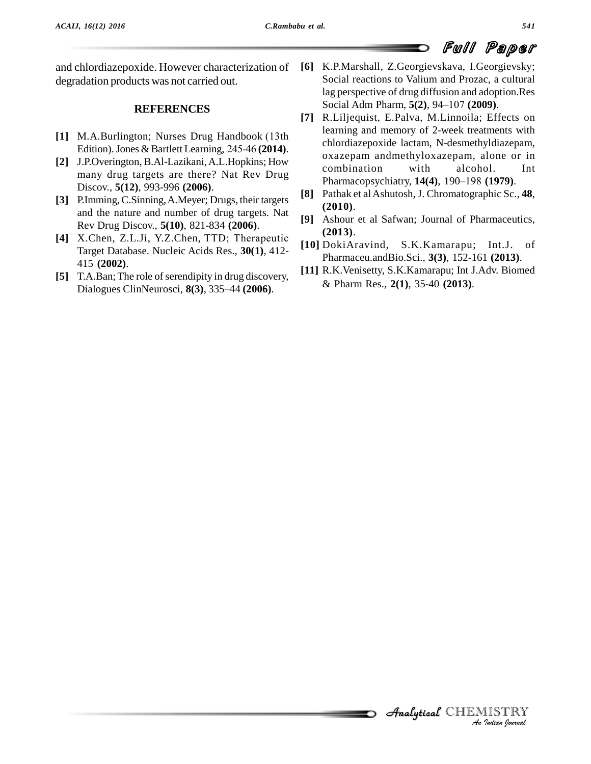and chlordiazepoxide. However characterization of degradation products was not carried out.

## REFERENCES

**[1]** M.A.Burlington; Nurses Drug Handbook (13th Edition). Jones & Bartlett Learning, 245-46 **(2014)**.

**[2]** J.P.Overington, B.Al-Lazikani, A.L.Hopkins; How many drug targets are there? Nat Rev Drug Discov., **5(12)**, 993-996 **(2006)**.

**[3]** P.Imming, C.Sinning, A.Meyer; Drugs, their targets and the nature and number of drug targets. Nat Rev Drug Discov., **5(10)**, 821-834 **(2006)**.

**[4]** X.Chen, Z.L.Ji, Y.Z.Chen, TTD; Therapeutic Target Database. Nucleic Acids Res., **30(1)**, 412-415 **(2002)**.

**[5]** T.A.Ban; The role of serendipity in drug discovery, Dialogues ClinNeurosci, **8(3)**, 335–44 **(2006)**.

**[6]** K.P.Marshall, Z.Georgievskava, I.Georgievsky; Social reactions to Valium and Prozac, a cultural lag perspective of drug diffusion and adoption.Res Social Adm Pharm, **5(2)**, 94–107 **(2009)**.

**[7]** R.Liljequist, E.Palva, M.Linnoila; Effects on learning and memory of 2-week treatments with chlordiazepoxide lactam, N-desmethyldiazepam, oxazepam andmethyloxazepam, alone or in combination with alcohol. Int Pharmacopsychiatry, **14(4)**, 190–198 **(1979)**.

**[8]** Pathak et al Ashutosh, J. Chromatographic Sc., **48**, **(2010)**.

**[9]** Ashour et al Safwan; Journal of Pharmaceutics, **(2013)**.

**[10]** DokiAravind, S.K.Kamarapu; Int.J. of Pharmaceu.andBio.Sci., **3(3)**, 152-161 **(2013)**.

**[11]** R.K.Venisetty, S.K.Kamarapu; Int J.Adv. Biomed & Pharm Res., **2(1)**, 35-40 **(2013)**.